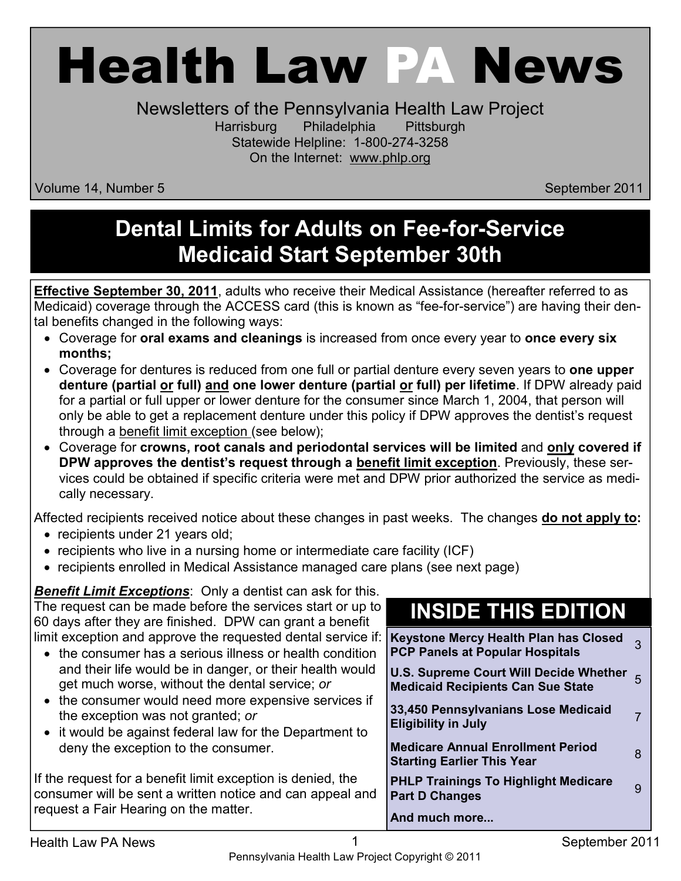# Health Law PA News

Newsletters of the Pennsylvania Health Law Project

Harrisburg Philadelphia Pittsburgh

Statewide Helpline: 1-800-274-3258

On the Internet: www.phlp.org

Volume 14, Number 5 September 2011

## Dental Limits for Adults on Fee-for-Service Medicaid Start September 30th

**Effective September 30, 2011**, adults who receive their Medical Assistance (hereafter referred to as Medicaid) coverage through the ACCESS card (this is known as "fee-for-service") are having their dental benefits changed in the following ways:

- Coverage for **oral exams and cleanings** is increased from once every year to **once every six months;**
- Coverage for dentures is reduced from one full or partial denture every seven years to **one upper denture (partial or full) and one lower denture (partial or full) per lifetime**. If DPW already paid for a partial or full upper or lower denture for the consumer since March 1, 2004, that person will only be able to get a replacement denture under this policy if DPW approves the dentist's request through a benefit limit exception (see below);
- Coverage for **crowns, root canals and periodontal services will be limited** and **only covered if DPW approves the dentist's request through a benefit limit exception**. Previously, these services could be obtained if specific criteria were met and DPW prior authorized the service as medically necessary.

Affected recipients received notice about these changes in past weeks. The changes **do not apply to:**

- recipients under 21 years old;
- recipients who live in a nursing home or intermediate care facility (ICF)
- recipients enrolled in Medical Assistance managed care plans (see next page)

***Benefit Limit Exceptions***: Only a dentist can ask for this. The request can be made before the services start or up to 60 days after they are finished. DPW can grant a benefit limit exception and approve the requested dental service if:

- the consumer has a serious illness or health condition and their life would be in danger, or their health would get much worse, without the dental service; *or*
- the consumer would need more expensive services if the exception was not granted; *or*
- it would be against federal law for the Department to deny the exception to the consumer.

If the request for a benefit limit exception is denied, the consumer will be sent a written notice and can appeal and request a Fair Hearing on the matter.

### INSIDE THIS EDITION

| | |
|---|---|
| **Keystone Mercy Health Plan has Closed PCP Panels at Popular Hospitals** | 3 |
| **U.S. Supreme Court Will Decide Whether Medicaid Recipients Can Sue State** | 5 |
| **33,450 Pennsylvanians Lose Medicaid Eligibility in July** | 7 |
| **Medicare Annual Enrollment Period Starting Earlier This Year** | 8 |
| **PHLP Trainings To Highlight Medicare Part D Changes** | 9 |
| **And much more...** | |

Pennsylvania Health Law Project Copyright © 2011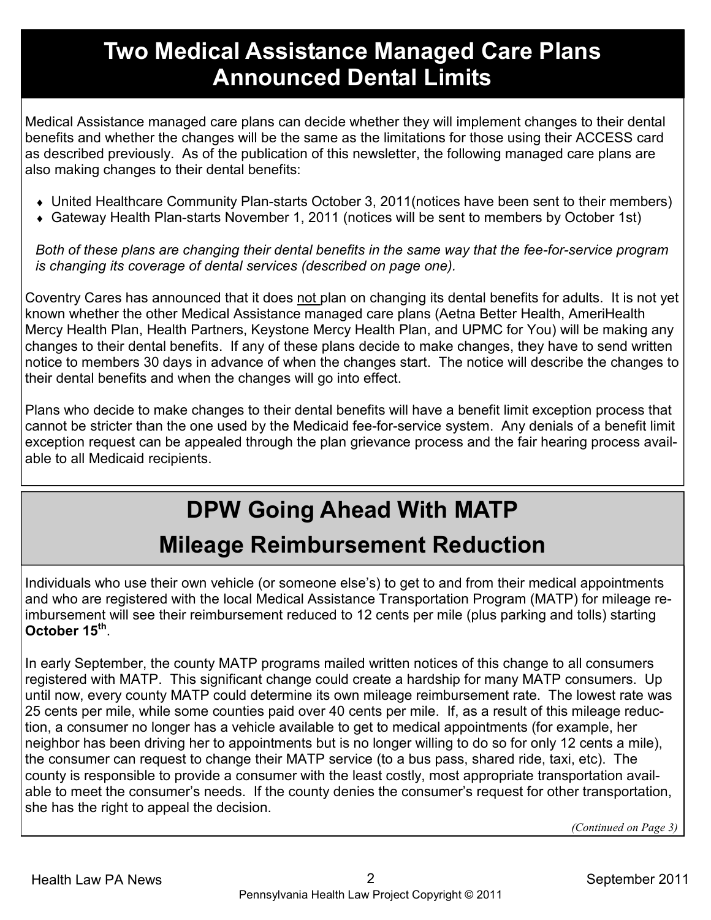# Two Medical Assistance Managed Care Plans Announced Dental Limits

Medical Assistance managed care plans can decide whether they will implement changes to their dental benefits and whether the changes will be the same as the limitations for those using their ACCESS card as described previously. As of the publication of this newsletter, the following managed care plans are also making changes to their dental benefits:

- United Healthcare Community Plan-starts October 3, 2011(notices have been sent to their members)
- Gateway Health Plan-starts November 1, 2011 (notices will be sent to members by October 1st)

*Both of these plans are changing their dental benefits in the same way that the fee-for-service program is changing its coverage of dental services (described on page one).*

Coventry Cares has announced that it does not plan on changing its dental benefits for adults. It is not yet known whether the other Medical Assistance managed care plans (Aetna Better Health, AmeriHealth Mercy Health Plan, Health Partners, Keystone Mercy Health Plan, and UPMC for You) will be making any changes to their dental benefits. If any of these plans decide to make changes, they have to send written notice to members 30 days in advance of when the changes start. The notice will describe the changes to their dental benefits and when the changes will go into effect.

Plans who decide to make changes to their dental benefits will have a benefit limit exception process that cannot be stricter than the one used by the Medicaid fee-for-service system. Any denials of a benefit limit exception request can be appealed through the plan grievance process and the fair hearing process available to all Medicaid recipients.

# DPW Going Ahead With MATP Mileage Reimbursement Reduction

Individuals who use their own vehicle (or someone else's) to get to and from their medical appointments and who are registered with the local Medical Assistance Transportation Program (MATP) for mileage reimbursement will see their reimbursement reduced to 12 cents per mile (plus parking and tolls) starting **October 15th**.

In early September, the county MATP programs mailed written notices of this change to all consumers registered with MATP. This significant change could create a hardship for many MATP consumers. Up until now, every county MATP could determine its own mileage reimbursement rate. The lowest rate was 25 cents per mile, while some counties paid over 40 cents per mile. If, as a result of this mileage reduction, a consumer no longer has a vehicle available to get to medical appointments (for example, her neighbor has been driving her to appointments but is no longer willing to do so for only 12 cents a mile), the consumer can request to change their MATP service (to a bus pass, shared ride, taxi, etc). The county is responsible to provide a consumer with the least costly, most appropriate transportation available to meet the consumer's needs. If the county denies the consumer's request for other transportation, she has the right to appeal the decision.

*(Continued on Page 3)*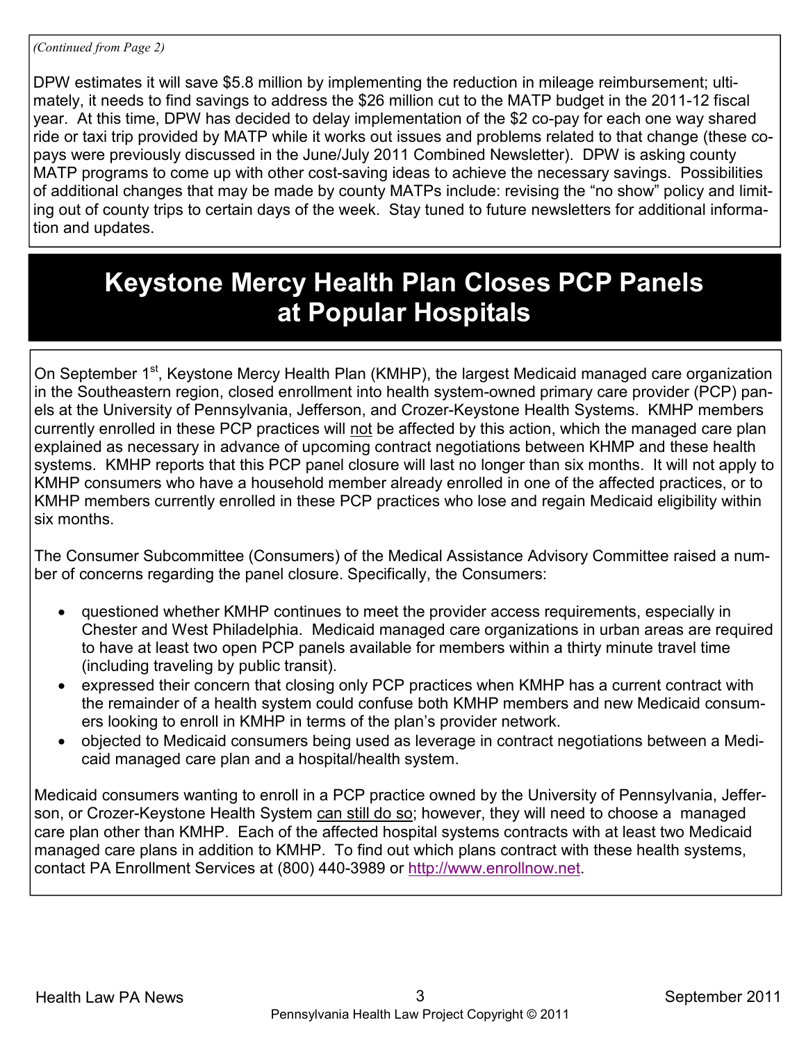*(Continued from Page 2)*

DPW estimates it will save $5.8 million by implementing the reduction in mileage reimbursement; ultimately, it needs to find savings to address the $26 million cut to the MATP budget in the 2011-12 fiscal year. At this time, DPW has decided to delay implementation of the $2 co-pay for each one way shared ride or taxi trip provided by MATP while it works out issues and problems related to that change (these co-pays were previously discussed in the June/July 2011 Combined Newsletter). DPW is asking county MATP programs to come up with other cost-saving ideas to achieve the necessary savings. Possibilities of additional changes that may be made by county MATPs include: revising the "no show" policy and limiting out of county trips to certain days of the week. Stay tuned to future newsletters for additional information and updates.

# Keystone Mercy Health Plan Closes PCP Panels at Popular Hospitals

On September 1st, Keystone Mercy Health Plan (KMHP), the largest Medicaid managed care organization in the Southeastern region, closed enrollment into health system-owned primary care provider (PCP) panels at the University of Pennsylvania, Jefferson, and Crozer-Keystone Health Systems. KMHP members currently enrolled in these PCP practices will <u>not</u> be affected by this action, which the managed care plan explained as necessary in advance of upcoming contract negotiations between KHMP and these health systems. KMHP reports that this PCP panel closure will last no longer than six months. It will not apply to KMHP consumers who have a household member already enrolled in one of the affected practices, or to KMHP members currently enrolled in these PCP practices who lose and regain Medicaid eligibility within six months.

The Consumer Subcommittee (Consumers) of the Medical Assistance Advisory Committee raised a number of concerns regarding the panel closure. Specifically, the Consumers:

- questioned whether KMHP continues to meet the provider access requirements, especially in Chester and West Philadelphia. Medicaid managed care organizations in urban areas are required to have at least two open PCP panels available for members within a thirty minute travel time (including traveling by public transit).
- expressed their concern that closing only PCP practices when KMHP has a current contract with the remainder of a health system could confuse both KMHP members and new Medicaid consumers looking to enroll in KMHP in terms of the plan's provider network.
- objected to Medicaid consumers being used as leverage in contract negotiations between a Medicaid managed care plan and a hospital/health system.

Medicaid consumers wanting to enroll in a PCP practice owned by the University of Pennsylvania, Jefferson, or Crozer-Keystone Health System <u>can still do so</u>; however, they will need to choose a managed care plan other than KMHP. Each of the affected hospital systems contracts with at least two Medicaid managed care plans in addition to KMHP. To find out which plans contract with these health systems, contact PA Enrollment Services at (800) 440-3989 or [http://www.enrollnow.net](http://www.enrollnow.net).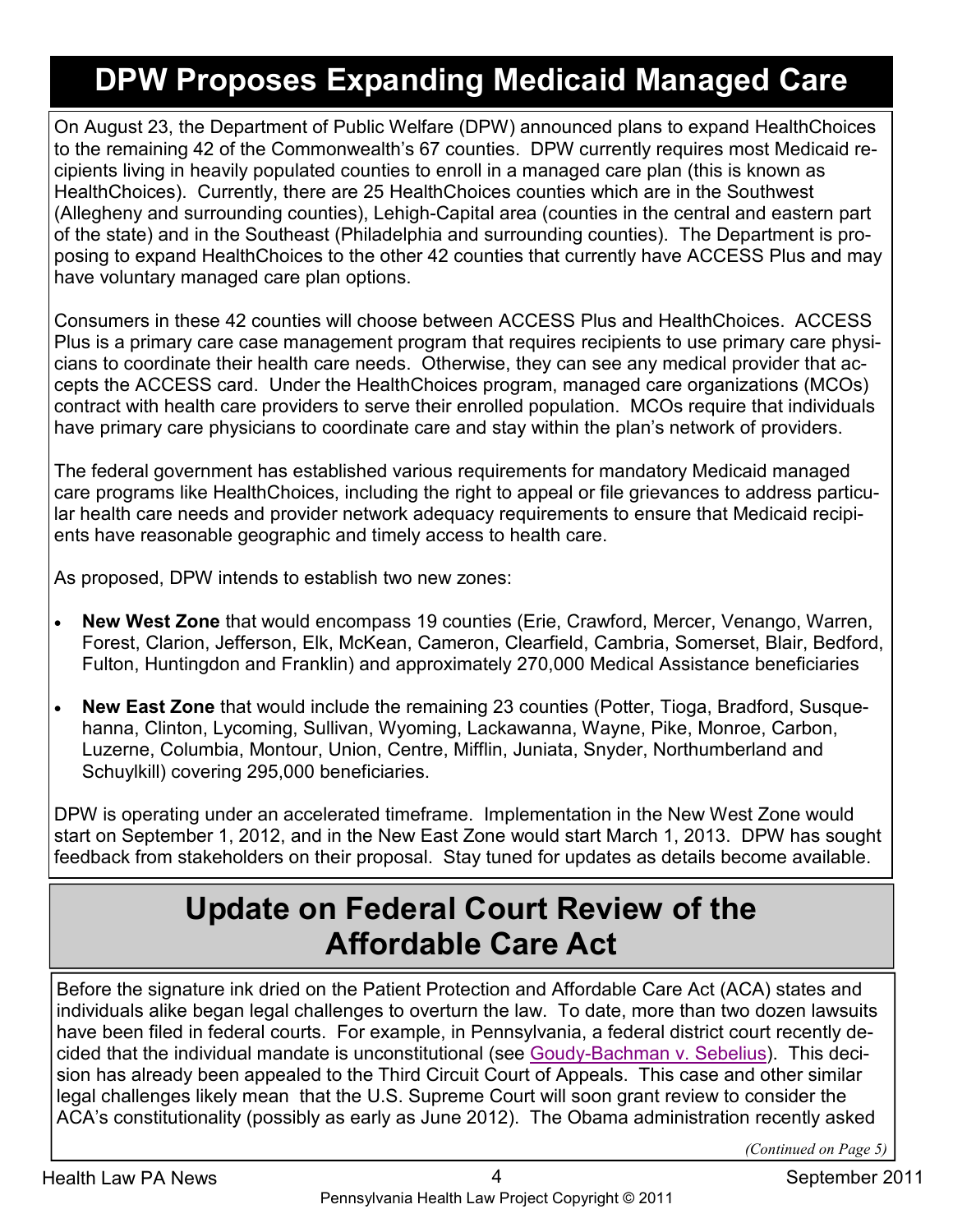# DPW Proposes Expanding Medicaid Managed Care

On August 23, the Department of Public Welfare (DPW) announced plans to expand HealthChoices to the remaining 42 of the Commonwealth's 67 counties. DPW currently requires most Medicaid recipients living in heavily populated counties to enroll in a managed care plan (this is known as HealthChoices). Currently, there are 25 HealthChoices counties which are in the Southwest (Allegheny and surrounding counties), Lehigh-Capital area (counties in the central and eastern part of the state) and in the Southeast (Philadelphia and surrounding counties). The Department is proposing to expand HealthChoices to the other 42 counties that currently have ACCESS Plus and may have voluntary managed care plan options.

Consumers in these 42 counties will choose between ACCESS Plus and HealthChoices. ACCESS Plus is a primary care case management program that requires recipients to use primary care physicians to coordinate their health care needs. Otherwise, they can see any medical provider that accepts the ACCESS card. Under the HealthChoices program, managed care organizations (MCOs) contract with health care providers to serve their enrolled population. MCOs require that individuals have primary care physicians to coordinate care and stay within the plan's network of providers.

The federal government has established various requirements for mandatory Medicaid managed care programs like HealthChoices, including the right to appeal or file grievances to address particular health care needs and provider network adequacy requirements to ensure that Medicaid recipients have reasonable geographic and timely access to health care.

As proposed, DPW intends to establish two new zones:

- **New West Zone** that would encompass 19 counties (Erie, Crawford, Mercer, Venango, Warren, Forest, Clarion, Jefferson, Elk, McKean, Cameron, Clearfield, Cambria, Somerset, Blair, Bedford, Fulton, Huntingdon and Franklin) and approximately 270,000 Medical Assistance beneficiaries
- **New East Zone** that would include the remaining 23 counties (Potter, Tioga, Bradford, Susquehanna, Clinton, Lycoming, Sullivan, Wyoming, Lackawanna, Wayne, Pike, Monroe, Carbon, Luzerne, Columbia, Montour, Union, Centre, Mifflin, Juniata, Snyder, Northumberland and Schuylkill) covering 295,000 beneficiaries.

DPW is operating under an accelerated timeframe. Implementation in the New West Zone would start on September 1, 2012, and in the New East Zone would start March 1, 2013. DPW has sought feedback from stakeholders on their proposal. Stay tuned for updates as details become available.

# Update on Federal Court Review of the Affordable Care Act

Before the signature ink dried on the Patient Protection and Affordable Care Act (ACA) states and individuals alike began legal challenges to overturn the law. To date, more than two dozen lawsuits have been filed in federal courts. For example, in Pennsylvania, a federal district court recently decided that the individual mandate is unconstitutional (see Goudy-Bachman v. Sebelius). This decision has already been appealed to the Third Circuit Court of Appeals. This case and other similar legal challenges likely mean that the U.S. Supreme Court will soon grant review to consider the ACA's constitutionality (possibly as early as June 2012). The Obama administration recently asked

*(Continued on Page 5)*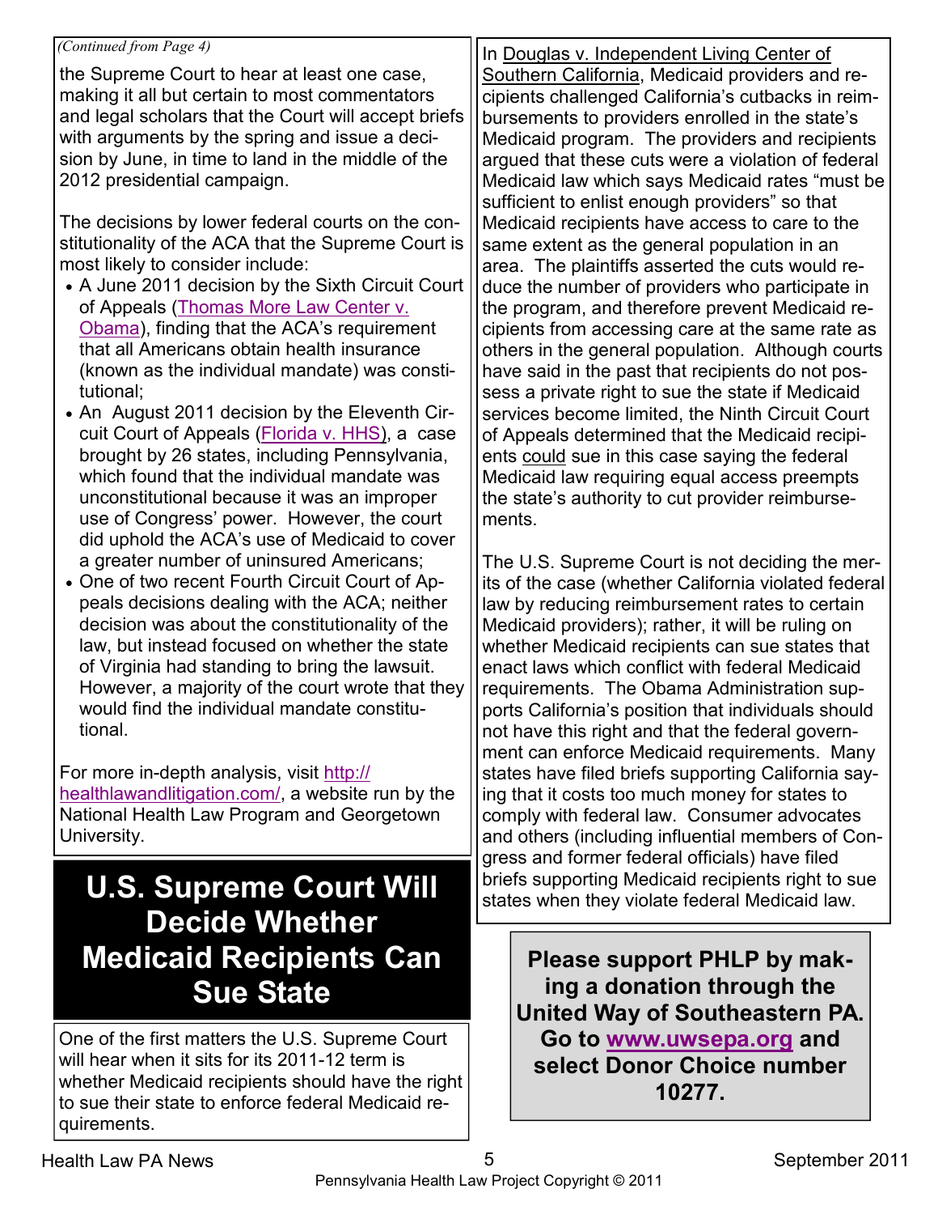*(Continued from Page 4)*

the Supreme Court to hear at least one case, making it all but certain to most commentators and legal scholars that the Court will accept briefs with arguments by the spring and issue a decision by June, in time to land in the middle of the 2012 presidential campaign.

The decisions by lower federal courts on the constitutionality of the ACA that the Supreme Court is most likely to consider include:

- A June 2011 decision by the Sixth Circuit Court of Appeals (Thomas More Law Center v. Obama), finding that the ACA's requirement that all Americans obtain health insurance (known as the individual mandate) was constitutional;
- An August 2011 decision by the Eleventh Circuit Court of Appeals (Florida v. HHS), a case brought by 26 states, including Pennsylvania, which found that the individual mandate was unconstitutional because it was an improper use of Congress' power. However, the court did uphold the ACA's use of Medicaid to cover a greater number of uninsured Americans;
- One of two recent Fourth Circuit Court of Appeals decisions dealing with the ACA; neither decision was about the constitutionality of the law, but instead focused on whether the state of Virginia had standing to bring the lawsuit. However, a majority of the court wrote that they would find the individual mandate constitutional.

For more in-depth analysis, visit http://healthlawandlitigation.com/, a website run by the National Health Law Program and Georgetown University.

# U.S. Supreme Court Will Decide Whether Medicaid Recipients Can Sue State

One of the first matters the U.S. Supreme Court will hear when it sits for its 2011-12 term is whether Medicaid recipients should have the right to sue their state to enforce federal Medicaid requirements.

In Douglas v. Independent Living Center of Southern California, Medicaid providers and recipients challenged California's cutbacks in reimbursements to providers enrolled in the state's Medicaid program. The providers and recipients argued that these cuts were a violation of federal Medicaid law which says Medicaid rates "must be sufficient to enlist enough providers" so that Medicaid recipients have access to care to the same extent as the general population in an area. The plaintiffs asserted the cuts would reduce the number of providers who participate in the program, and therefore prevent Medicaid recipients from accessing care at the same rate as others in the general population. Although courts have said in the past that recipients do not possess a private right to sue the state if Medicaid services become limited, the Ninth Circuit Court of Appeals determined that the Medicaid recipients could sue in this case saying the federal Medicaid law requiring equal access preempts the state's authority to cut provider reimbursements.

The U.S. Supreme Court is not deciding the merits of the case (whether California violated federal law by reducing reimbursement rates to certain Medicaid providers); rather, it will be ruling on whether Medicaid recipients can sue states that enact laws which conflict with federal Medicaid requirements. The Obama Administration supports California's position that individuals should not have this right and that the federal government can enforce Medicaid requirements. Many states have filed briefs supporting California saying that it costs too much money for states to comply with federal law. Consumer advocates and others (including influential members of Congress and former federal officials) have filed briefs supporting Medicaid recipients right to sue states when they violate federal Medicaid law.

**Please support PHLP by making a donation through the United Way of Southeastern PA. Go to www.uwsepa.org and select Donor Choice number 10277.**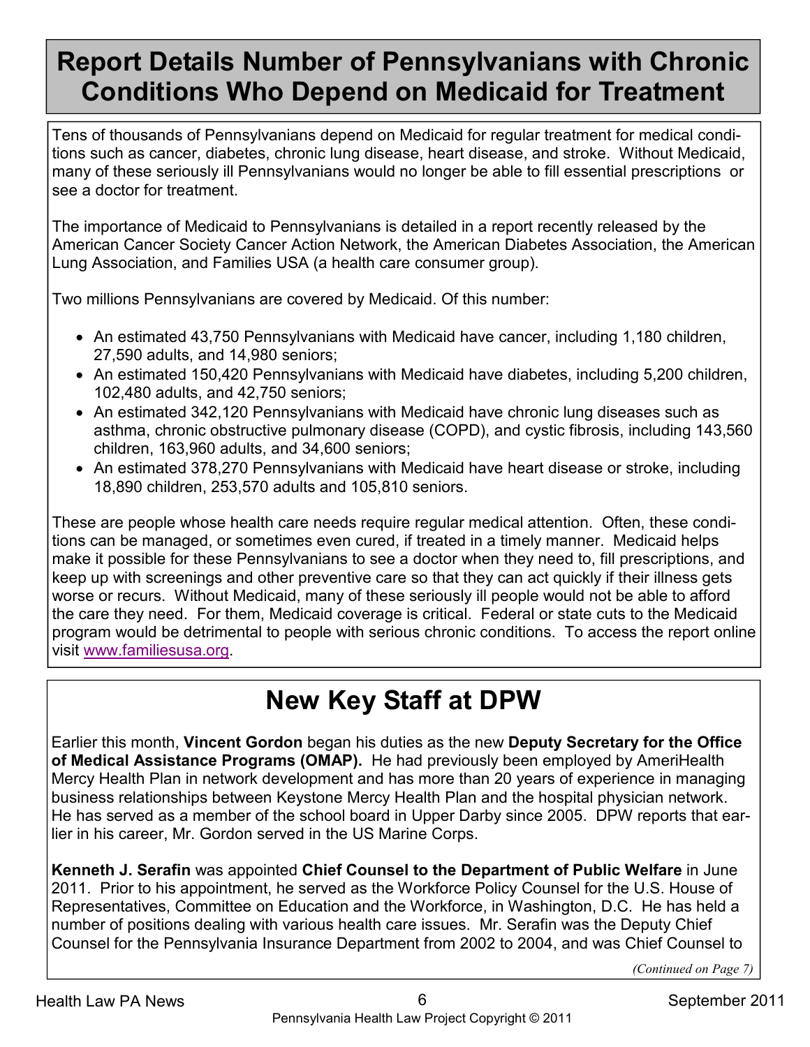# Report Details Number of Pennsylvanians with Chronic Conditions Who Depend on Medicaid for Treatment

Tens of thousands of Pennsylvanians depend on Medicaid for regular treatment for medical conditions such as cancer, diabetes, chronic lung disease, heart disease, and stroke. Without Medicaid, many of these seriously ill Pennsylvanians would no longer be able to fill essential prescriptions or see a doctor for treatment.

The importance of Medicaid to Pennsylvanians is detailed in a report recently released by the American Cancer Society Cancer Action Network, the American Diabetes Association, the American Lung Association, and Families USA (a health care consumer group).

Two millions Pennsylvanians are covered by Medicaid. Of this number:

- An estimated 43,750 Pennsylvanians with Medicaid have cancer, including 1,180 children, 27,590 adults, and 14,980 seniors;
- An estimated 150,420 Pennsylvanians with Medicaid have diabetes, including 5,200 children, 102,480 adults, and 42,750 seniors;
- An estimated 342,120 Pennsylvanians with Medicaid have chronic lung diseases such as asthma, chronic obstructive pulmonary disease (COPD), and cystic fibrosis, including 143,560 children, 163,960 adults, and 34,600 seniors;
- An estimated 378,270 Pennsylvanians with Medicaid have heart disease or stroke, including 18,890 children, 253,570 adults and 105,810 seniors.

These are people whose health care needs require regular medical attention. Often, these conditions can be managed, or sometimes even cured, if treated in a timely manner. Medicaid helps make it possible for these Pennsylvanians to see a doctor when they need to, fill prescriptions, and keep up with screenings and other preventive care so that they can act quickly if their illness gets worse or recurs. Without Medicaid, many of these seriously ill people would not be able to afford the care they need. For them, Medicaid coverage is critical. Federal or state cuts to the Medicaid program would be detrimental to people with serious chronic conditions. To access the report online visit www.familiesusa.org.

# New Key Staff at DPW

Earlier this month, **Vincent Gordon** began his duties as the new **Deputy Secretary for the Office of Medical Assistance Programs (OMAP).** He had previously been employed by AmeriHealth Mercy Health Plan in network development and has more than 20 years of experience in managing business relationships between Keystone Mercy Health Plan and the hospital physician network. He has served as a member of the school board in Upper Darby since 2005. DPW reports that earlier in his career, Mr. Gordon served in the US Marine Corps.

**Kenneth J. Serafin** was appointed **Chief Counsel to the Department of Public Welfare** in June 2011. Prior to his appointment, he served as the Workforce Policy Counsel for the U.S. House of Representatives, Committee on Education and the Workforce, in Washington, D.C. He has held a number of positions dealing with various health care issues. Mr. Serafin was the Deputy Chief Counsel for the Pennsylvania Insurance Department from 2002 to 2004, and was Chief Counsel to

*(Continued on Page 7)*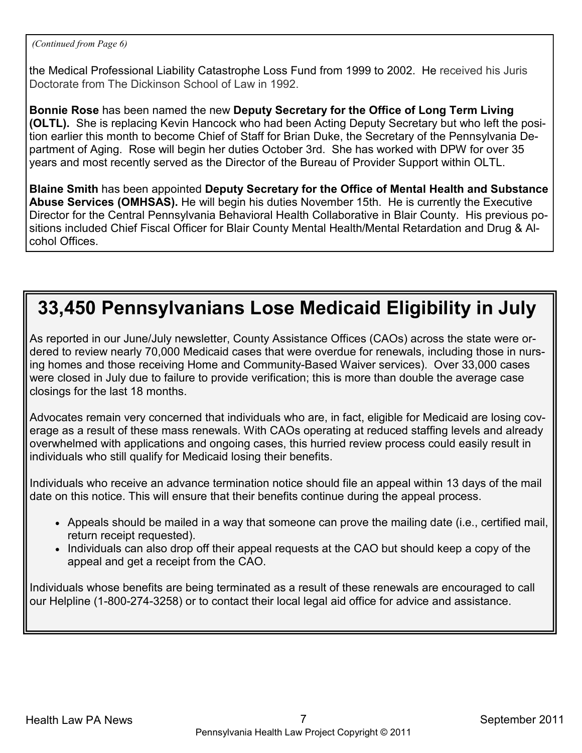*(Continued from Page 6)*

the Medical Professional Liability Catastrophe Loss Fund from 1999 to 2002. He received his Juris Doctorate from The Dickinson School of Law in 1992.

**Bonnie Rose** has been named the new **Deputy Secretary for the Office of Long Term Living (OLTL).** She is replacing Kevin Hancock who had been Acting Deputy Secretary but who left the position earlier this month to become Chief of Staff for Brian Duke, the Secretary of the Pennsylvania Department of Aging. Rose will begin her duties October 3rd. She has worked with DPW for over 35 years and most recently served as the Director of the Bureau of Provider Support within OLTL.

**Blaine Smith** has been appointed **Deputy Secretary for the Office of Mental Health and Substance Abuse Services (OMHSAS).** He will begin his duties November 15th. He is currently the Executive Director for the Central Pennsylvania Behavioral Health Collaborative in Blair County. His previous positions included Chief Fiscal Officer for Blair County Mental Health/Mental Retardation and Drug & Alcohol Offices.

# 33,450 Pennsylvanians Lose Medicaid Eligibility in July

As reported in our June/July newsletter, County Assistance Offices (CAOs) across the state were ordered to review nearly 70,000 Medicaid cases that were overdue for renewals, including those in nursing homes and those receiving Home and Community-Based Waiver services). Over 33,000 cases were closed in July due to failure to provide verification; this is more than double the average case closings for the last 18 months.

Advocates remain very concerned that individuals who are, in fact, eligible for Medicaid are losing coverage as a result of these mass renewals. With CAOs operating at reduced staffing levels and already overwhelmed with applications and ongoing cases, this hurried review process could easily result in individuals who still qualify for Medicaid losing their benefits.

Individuals who receive an advance termination notice should file an appeal within 13 days of the mail date on this notice. This will ensure that their benefits continue during the appeal process.

- Appeals should be mailed in a way that someone can prove the mailing date (i.e., certified mail, return receipt requested).
- Individuals can also drop off their appeal requests at the CAO but should keep a copy of the appeal and get a receipt from the CAO.

Individuals whose benefits are being terminated as a result of these renewals are encouraged to call our Helpline (1-800-274-3258) or to contact their local legal aid office for advice and assistance.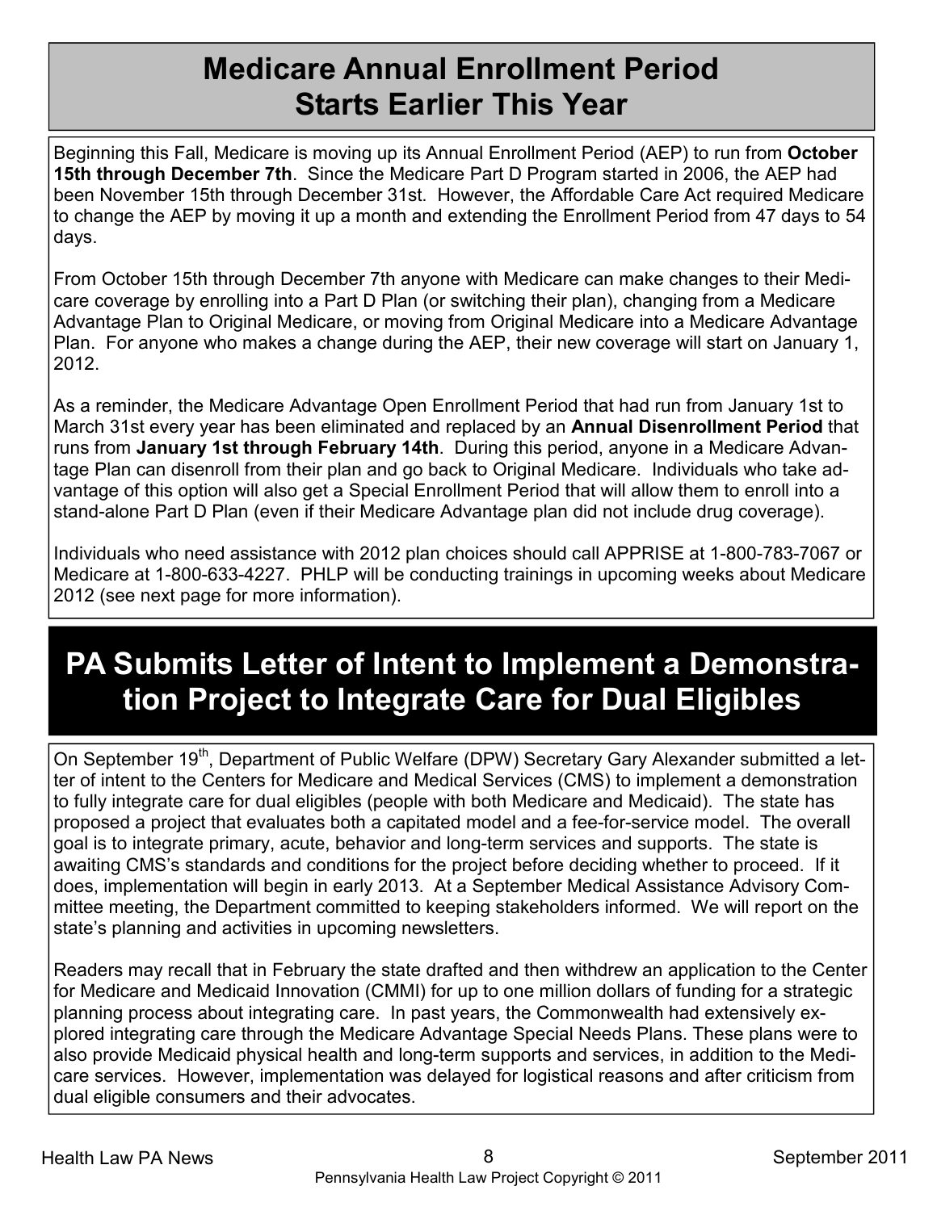## Medicare Annual Enrollment Period Starts Earlier This Year

Beginning this Fall, Medicare is moving up its Annual Enrollment Period (AEP) to run from **October 15th through December 7th**. Since the Medicare Part D Program started in 2006, the AEP had been November 15th through December 31st. However, the Affordable Care Act required Medicare to change the AEP by moving it up a month and extending the Enrollment Period from 47 days to 54 days.

From October 15th through December 7th anyone with Medicare can make changes to their Medicare coverage by enrolling into a Part D Plan (or switching their plan), changing from a Medicare Advantage Plan to Original Medicare, or moving from Original Medicare into a Medicare Advantage Plan. For anyone who makes a change during the AEP, their new coverage will start on January 1, 2012.

As a reminder, the Medicare Advantage Open Enrollment Period that had run from January 1st to March 31st every year has been eliminated and replaced by an **Annual Disenrollment Period** that runs from **January 1st through February 14th**. During this period, anyone in a Medicare Advantage Plan can disenroll from their plan and go back to Original Medicare. Individuals who take advantage of this option will also get a Special Enrollment Period that will allow them to enroll into a stand-alone Part D Plan (even if their Medicare Advantage plan did not include drug coverage).

Individuals who need assistance with 2012 plan choices should call APPRISE at 1-800-783-7067 or Medicare at 1-800-633-4227. PHLP will be conducting trainings in upcoming weeks about Medicare 2012 (see next page for more information).

## PA Submits Letter of Intent to Implement a Demonstration Project to Integrate Care for Dual Eligibles

On September 19th, Department of Public Welfare (DPW) Secretary Gary Alexander submitted a letter of intent to the Centers for Medicare and Medical Services (CMS) to implement a demonstration to fully integrate care for dual eligibles (people with both Medicare and Medicaid). The state has proposed a project that evaluates both a capitated model and a fee-for-service model. The overall goal is to integrate primary, acute, behavior and long-term services and supports. The state is awaiting CMS's standards and conditions for the project before deciding whether to proceed. If it does, implementation will begin in early 2013. At a September Medical Assistance Advisory Committee meeting, the Department committed to keeping stakeholders informed. We will report on the state's planning and activities in upcoming newsletters.

Readers may recall that in February the state drafted and then withdrew an application to the Center for Medicare and Medicaid Innovation (CMMI) for up to one million dollars of funding for a strategic planning process about integrating care. In past years, the Commonwealth had extensively explored integrating care through the Medicare Advantage Special Needs Plans. These plans were to also provide Medicaid physical health and long-term supports and services, in addition to the Medicare services. However, implementation was delayed for logistical reasons and after criticism from dual eligible consumers and their advocates.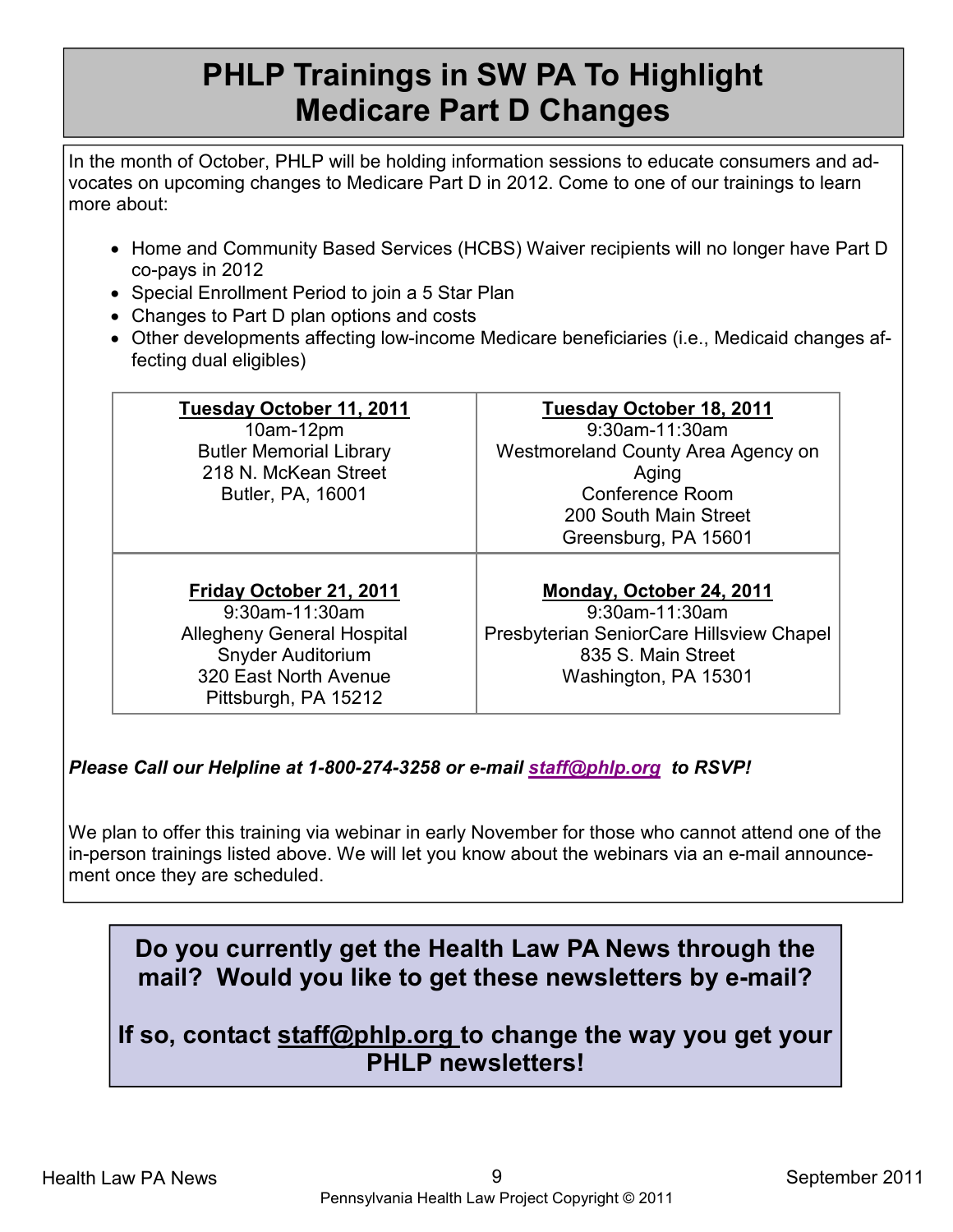# PHLP Trainings in SW PA To Highlight Medicare Part D Changes

In the month of October, PHLP will be holding information sessions to educate consumers and advocates on upcoming changes to Medicare Part D in 2012. Come to one of our trainings to learn more about:

- Home and Community Based Services (HCBS) Waiver recipients will no longer have Part D co-pays in 2012
- Special Enrollment Period to join a 5 Star Plan
- Changes to Part D plan options and costs
- Other developments affecting low-income Medicare beneficiaries (i.e., Medicaid changes affecting dual eligibles)

| | |
|---|---|
| **Tuesday October 11, 2011**<br>10am-12pm<br>Butler Memorial Library<br>218 N. McKean Street<br>Butler, PA, 16001 | **Tuesday October 18, 2011**<br>9:30am-11:30am<br>Westmoreland County Area Agency on Aging<br>Conference Room<br>200 South Main Street<br>Greensburg, PA 15601 |
| **Friday October 21, 2011**<br>9:30am-11:30am<br>Allegheny General Hospital<br>Snyder Auditorium<br>320 East North Avenue<br>Pittsburgh, PA 15212 | **Monday, October 24, 2011**<br>9:30am-11:30am<br>Presbyterian SeniorCare Hillsview Chapel<br>835 S. Main Street<br>Washington, PA 15301 |

***Please Call our Helpline at 1-800-274-3258 or e-mail staff@phlp.org to RSVP!***

We plan to offer this training via webinar in early November for those who cannot attend one of the in-person trainings listed above. We will let you know about the webinars via an e-mail announcement once they are scheduled.

**Do you currently get the Health Law PA News through the mail? Would you like to get these newsletters by e-mail?**

**If so, contact staff@phlp.org to change the way you get your PHLP newsletters!**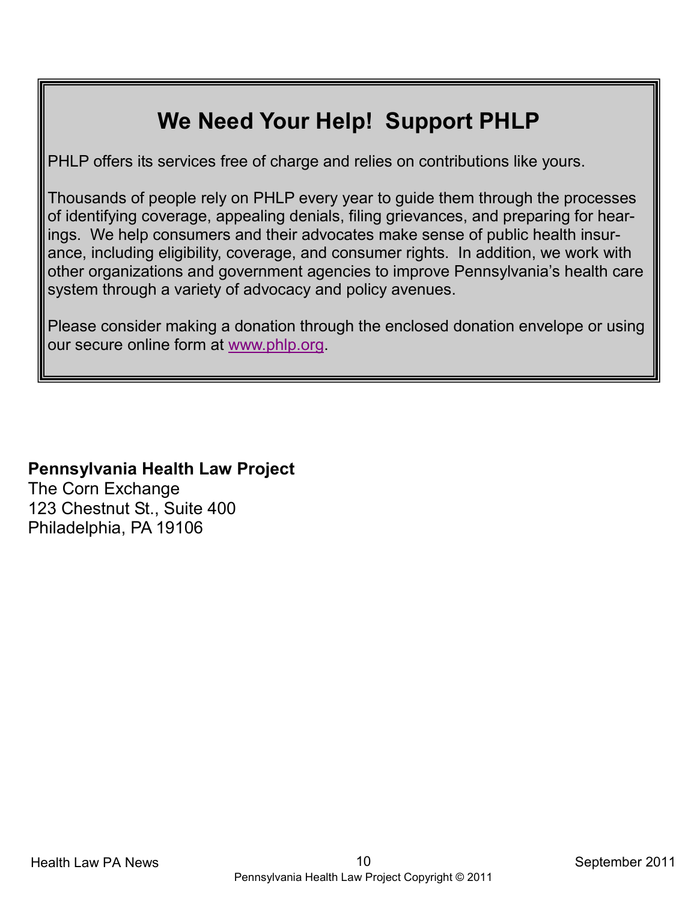## We Need Your Help!  Support PHLP

PHLP offers its services free of charge and relies on contributions like yours.

Thousands of people rely on PHLP every year to guide them through the processes of identifying coverage, appealing denials, filing grievances, and preparing for hearings.  We help consumers and their advocates make sense of public health insurance, including eligibility, coverage, and consumer rights.  In addition, we work with other organizations and government agencies to improve Pennsylvania's health care system through a variety of advocacy and policy avenues.

Please consider making a donation through the enclosed donation envelope or using our secure online form at [www.phlp.org](http://www.phlp.org).

**Pennsylvania Health Law Project**
The Corn Exchange
123 Chestnut St., Suite 400
Philadelphia, PA 19106

Pennsylvania Health Law Project Copyright © 2011